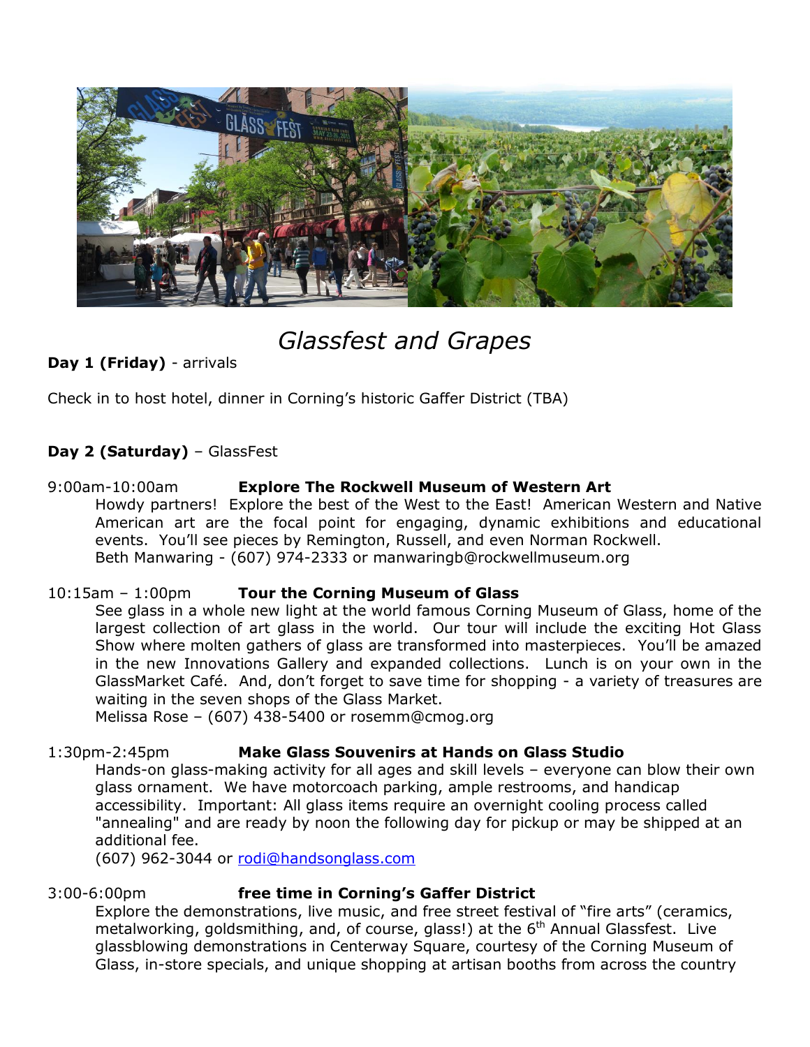# *Glassfest and Grapes*

**Day 1 (Friday)** - arrivals

Check in to host hotel, dinner in Corning's historic Gaffer District (TBA)

**Day 2 (Saturday)** – GlassFest

9:00am-10:00am **Explore The Rockwell Museum of Western Art**

Howdy partners! Explore the best of the West to the East! American Western and Native American art are the focal point for engaging, dynamic exhibitions and educational events. You'll see pieces by Remington, Russell, and even Norman Rockwell.
Beth Manwaring - (607) 974-2333 or manwaringb@rockwellmuseum.org

10:15am – 1:00pm **Tour the Corning Museum of Glass**

See glass in a whole new light at the world famous Corning Museum of Glass, home of the largest collection of art glass in the world. Our tour will include the exciting Hot Glass Show where molten gathers of glass are transformed into masterpieces. You'll be amazed in the new Innovations Gallery and expanded collections. Lunch is on your own in the GlassMarket Café. And, don't forget to save time for shopping - a variety of treasures are waiting in the seven shops of the Glass Market.
Melissa Rose – (607) 438-5400 or rosemm@cmog.org

1:30pm-2:45pm **Make Glass Souvenirs at Hands on Glass Studio**

Hands-on glass-making activity for all ages and skill levels – everyone can blow their own glass ornament. We have motorcoach parking, ample restrooms, and handicap accessibility. Important: All glass items require an overnight cooling process called "annealing" and are ready by noon the following day for pickup or may be shipped at an additional fee.
(607) 962-3044 or rodi@handsonglass.com

3:00-6:00pm **free time in Corning's Gaffer District**

Explore the demonstrations, live music, and free street festival of "fire arts" (ceramics, metalworking, goldsmithing, and, of course, glass!) at the 6th Annual Glassfest. Live glassblowing demonstrations in Centerway Square, courtesy of the Corning Museum of Glass, in-store specials, and unique shopping at artisan booths from across the country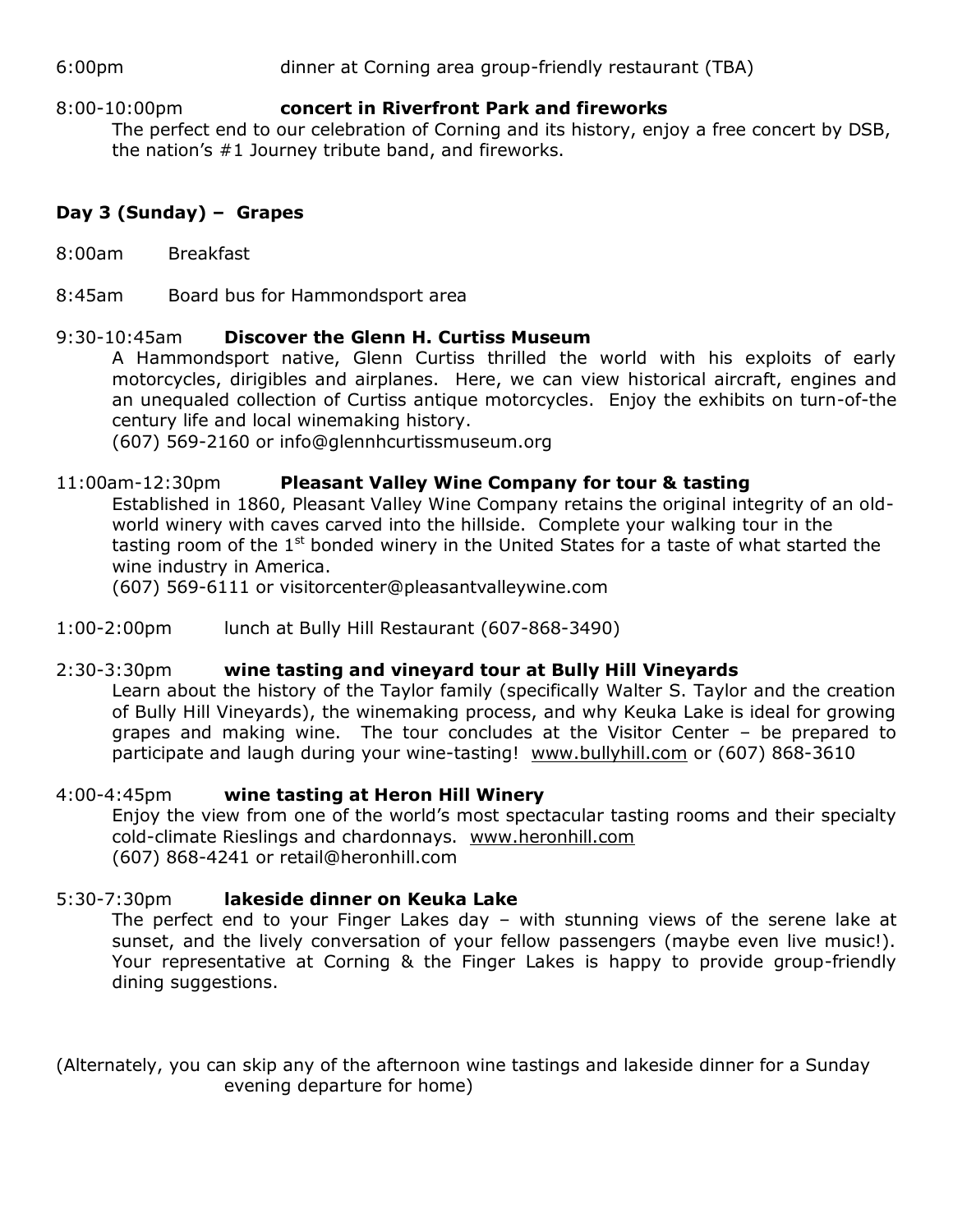6:00pm dinner at Corning area group-friendly restaurant (TBA)

8:00-10:00pm **concert in Riverfront Park and fireworks**

The perfect end to our celebration of Corning and its history, enjoy a free concert by DSB, the nation's #1 Journey tribute band, and fireworks.

**Day 3 (Sunday) – Grapes**

8:00am Breakfast

8:45am Board bus for Hammondsport area

9:30-10:45am **Discover the Glenn H. Curtiss Museum**

A Hammondsport native, Glenn Curtiss thrilled the world with his exploits of early motorcycles, dirigibles and airplanes. Here, we can view historical aircraft, engines and an unequaled collection of Curtiss antique motorcycles. Enjoy the exhibits on turn-of-the century life and local winemaking history.
(607) 569-2160 or info@glennhcurtissmuseum.org

11:00am-12:30pm **Pleasant Valley Wine Company for tour & tasting**

Established in 1860, Pleasant Valley Wine Company retains the original integrity of an old-world winery with caves carved into the hillside. Complete your walking tour in the tasting room of the 1st bonded winery in the United States for a taste of what started the wine industry in America.
(607) 569-6111 or visitorcenter@pleasantvalleywine.com

1:00-2:00pm lunch at Bully Hill Restaurant (607-868-3490)

2:30-3:30pm **wine tasting and vineyard tour at Bully Hill Vineyards**

Learn about the history of the Taylor family (specifically Walter S. Taylor and the creation of Bully Hill Vineyards), the winemaking process, and why Keuka Lake is ideal for growing grapes and making wine. The tour concludes at the Visitor Center – be prepared to participate and laugh during your wine-tasting! www.bullyhill.com or (607) 868-3610

4:00-4:45pm **wine tasting at Heron Hill Winery**

Enjoy the view from one of the world's most spectacular tasting rooms and their specialty cold-climate Rieslings and chardonnays. www.heronhill.com
(607) 868-4241 or retail@heronhill.com

5:30-7:30pm **lakeside dinner on Keuka Lake**

The perfect end to your Finger Lakes day – with stunning views of the serene lake at sunset, and the lively conversation of your fellow passengers (maybe even live music!). Your representative at Corning & the Finger Lakes is happy to provide group-friendly dining suggestions.

(Alternately, you can skip any of the afternoon wine tastings and lakeside dinner for a Sunday evening departure for home)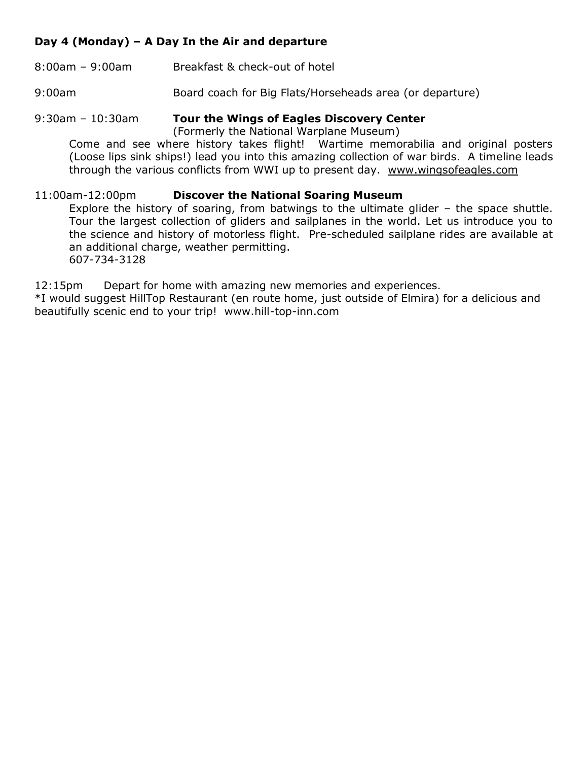**Day 4 (Monday) – A Day In the Air and departure**

8:00am – 9:00am  Breakfast & check-out of hotel

9:00am  Board coach for Big Flats/Horseheads area (or departure)

9:30am – 10:30am  **Tour the Wings of Eagles Discovery Center**
(Formerly the National Warplane Museum)

Come and see where history takes flight! Wartime memorabilia and original posters (Loose lips sink ships!) lead you into this amazing collection of war birds. A timeline leads through the various conflicts from WWI up to present day. www.wingsofeagles.com

11:00am-12:00pm  **Discover the National Soaring Museum**

Explore the history of soaring, from batwings to the ultimate glider – the space shuttle. Tour the largest collection of gliders and sailplanes in the world. Let us introduce you to the science and history of motorless flight. Pre-scheduled sailplane rides are available at an additional charge, weather permitting.
607-734-3128

12:15pm  Depart for home with amazing new memories and experiences.

*I would suggest HillTop Restaurant (en route home, just outside of Elmira) for a delicious and beautifully scenic end to your trip! www.hill-top-inn.com